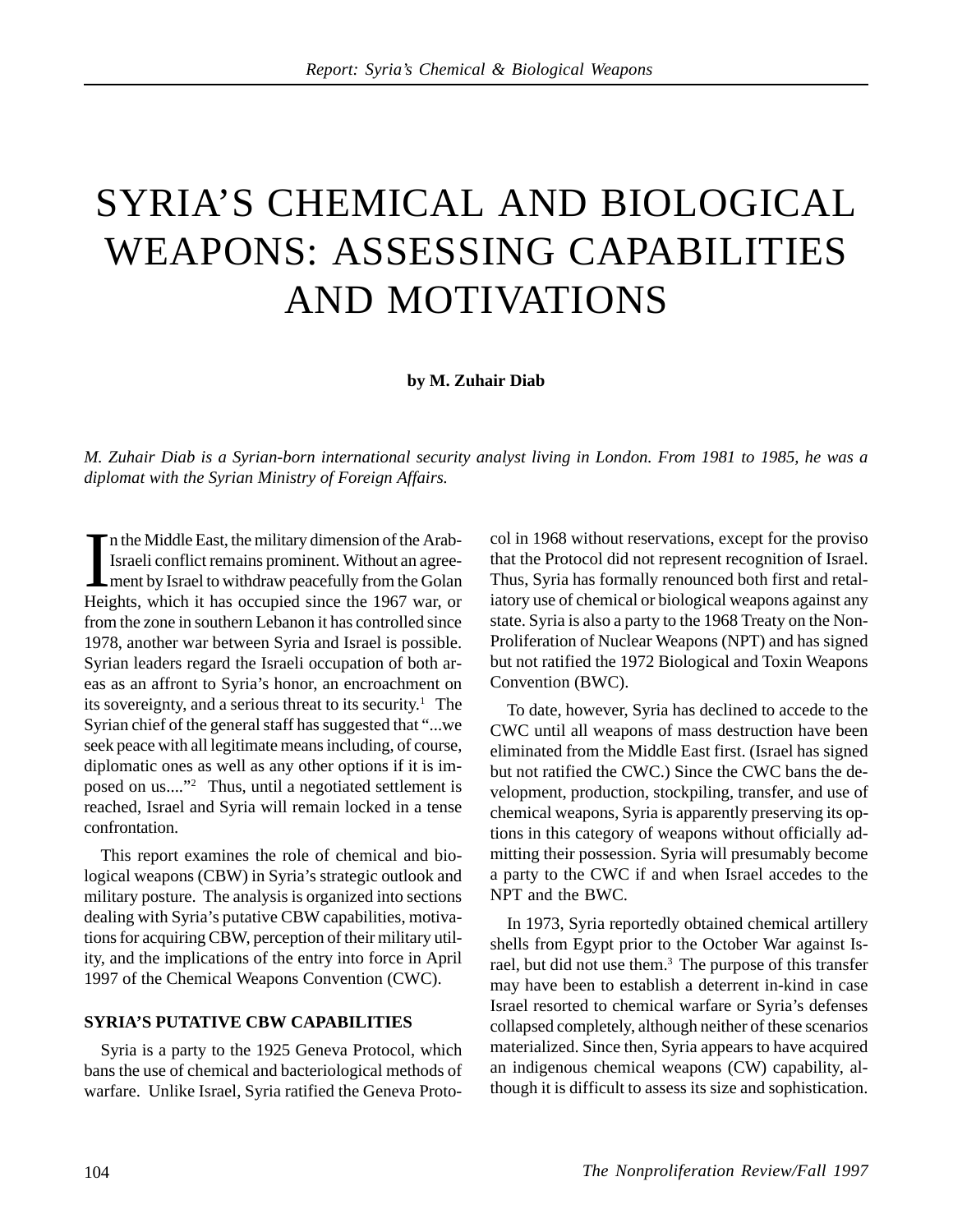# SYRIA'S CHEMICAL AND BIOLOGICAL WEAPONS: ASSESSING CAPABILITIES AND MOTIVATIONS

**by M. Zuhair Diab**

*M. Zuhair Diab is a Syrian-born international security analyst living in London. From 1981 to 1985, he was a diplomat with the Syrian Ministry of Foreign Affairs.*

In the Middle East, the military dimension of the Arab-Israeli conflict remains prominent. Without an agreement by Israel to withdraw peacefully from the Golan Heights, which it has occupied since the 1967 war, or from the zone in southern Lebanon it has controlled since 1978, another war between Syria and Israel is possible. Syrian leaders regard the Israeli occupation of both areas as an affront to Syria's honor, an encroachment on its sovereignty, and a serious threat to its security.[1] The Syrian chief of the general staff has suggested that "...we seek peace with all legitimate means including, of course, diplomatic ones as well as any other options if it is imposed on us...."[2] Thus, until a negotiated settlement is reached, Israel and Syria will remain locked in a tense confrontation.

This report examines the role of chemical and biological weapons (CBW) in Syria's strategic outlook and military posture. The analysis is organized into sections dealing with Syria's putative CBW capabilities, motivations for acquiring CBW, perception of their military utility, and the implications of the entry into force in April 1997 of the Chemical Weapons Convention (CWC).

## SYRIA'S PUTATIVE CBW CAPABILITIES

Syria is a party to the 1925 Geneva Protocol, which bans the use of chemical and bacteriological methods of warfare. Unlike Israel, Syria ratified the Geneva Protocol in 1968 without reservations, except for the proviso that the Protocol did not represent recognition of Israel. Thus, Syria has formally renounced both first and retaliatory use of chemical or biological weapons against any state. Syria is also a party to the 1968 Treaty on the Non-Proliferation of Nuclear Weapons (NPT) and has signed but not ratified the 1972 Biological and Toxin Weapons Convention (BWC).

To date, however, Syria has declined to accede to the CWC until all weapons of mass destruction have been eliminated from the Middle East first. (Israel has signed but not ratified the CWC.) Since the CWC bans the development, production, stockpiling, transfer, and use of chemical weapons, Syria is apparently preserving its options in this category of weapons without officially admitting their possession. Syria will presumably become a party to the CWC if and when Israel accedes to the NPT and the BWC.

In 1973, Syria reportedly obtained chemical artillery shells from Egypt prior to the October War against Israel, but did not use them.[3] The purpose of this transfer may have been to establish a deterrent in-kind in case Israel resorted to chemical warfare or Syria's defenses collapsed completely, although neither of these scenarios materialized. Since then, Syria appears to have acquired an indigenous chemical weapons (CW) capability, although it is difficult to assess its size and sophistication.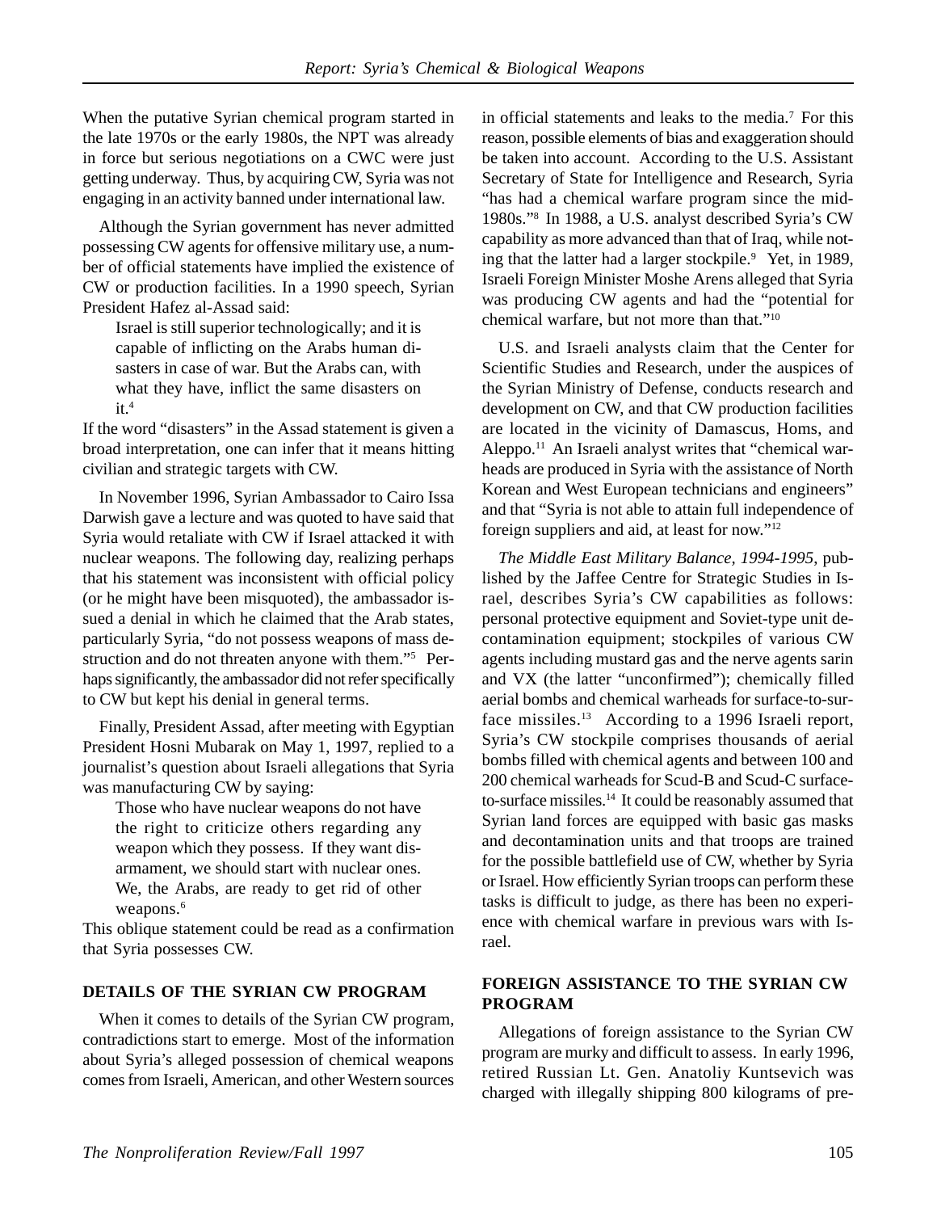When the putative Syrian chemical program started in the late 1970s or the early 1980s, the NPT was already in force but serious negotiations on a CWC were just getting underway. Thus, by acquiring CW, Syria was not engaging in an activity banned under international law.

Although the Syrian government has never admitted possessing CW agents for offensive military use, a number of official statements have implied the existence of CW or production facilities. In a 1990 speech, Syrian President Hafez al-Assad said:

> Israel is still superior technologically; and it is capable of inflicting on the Arabs human disasters in case of war. But the Arabs can, with what they have, inflict the same disasters on it.[4]

If the word "disasters" in the Assad statement is given a broad interpretation, one can infer that it means hitting civilian and strategic targets with CW.

In November 1996, Syrian Ambassador to Cairo Issa Darwish gave a lecture and was quoted to have said that Syria would retaliate with CW if Israel attacked it with nuclear weapons. The following day, realizing perhaps that his statement was inconsistent with official policy (or he might have been misquoted), the ambassador issued a denial in which he claimed that the Arab states, particularly Syria, "do not possess weapons of mass destruction and do not threaten anyone with them."[5] Perhaps significantly, the ambassador did not refer specifically to CW but kept his denial in general terms.

Finally, President Assad, after meeting with Egyptian President Hosni Mubarak on May 1, 1997, replied to a journalist's question about Israeli allegations that Syria was manufacturing CW by saying:

> Those who have nuclear weapons do not have the right to criticize others regarding any weapon which they possess. If they want disarmament, we should start with nuclear ones. We, the Arabs, are ready to get rid of other weapons.[6]

This oblique statement could be read as a confirmation that Syria possesses CW.

## DETAILS OF THE SYRIAN CW PROGRAM

When it comes to details of the Syrian CW program, contradictions start to emerge. Most of the information about Syria's alleged possession of chemical weapons comes from Israeli, American, and other Western sources in official statements and leaks to the media.[7] For this reason, possible elements of bias and exaggeration should be taken into account. According to the U.S. Assistant Secretary of State for Intelligence and Research, Syria "has had a chemical warfare program since the mid-1980s."[8] In 1988, a U.S. analyst described Syria's CW capability as more advanced than that of Iraq, while noting that the latter had a larger stockpile.[9] Yet, in 1989, Israeli Foreign Minister Moshe Arens alleged that Syria was producing CW agents and had the "potential for chemical warfare, but not more than that."[10]

U.S. and Israeli analysts claim that the Center for Scientific Studies and Research, under the auspices of the Syrian Ministry of Defense, conducts research and development on CW, and that CW production facilities are located in the vicinity of Damascus, Homs, and Aleppo.[11] An Israeli analyst writes that "chemical warheads are produced in Syria with the assistance of North Korean and West European technicians and engineers" and that "Syria is not able to attain full independence of foreign suppliers and aid, at least for now."[12]

*The Middle East Military Balance, 1994-1995*, published by the Jaffee Centre for Strategic Studies in Israel, describes Syria's CW capabilities as follows: personal protective equipment and Soviet-type unit decontamination equipment; stockpiles of various CW agents including mustard gas and the nerve agents sarin and VX (the latter "unconfirmed"); chemically filled aerial bombs and chemical warheads for surface-to-surface missiles.[13] According to a 1996 Israeli report, Syria's CW stockpile comprises thousands of aerial bombs filled with chemical agents and between 100 and 200 chemical warheads for Scud-B and Scud-C surface-to-surface missiles.[14] It could be reasonably assumed that Syrian land forces are equipped with basic gas masks and decontamination units and that troops are trained for the possible battlefield use of CW, whether by Syria or Israel. How efficiently Syrian troops can perform these tasks is difficult to judge, as there has been no experience with chemical warfare in previous wars with Israel.

## FOREIGN ASSISTANCE TO THE SYRIAN CW PROGRAM

Allegations of foreign assistance to the Syrian CW program are murky and difficult to assess. In early 1996, retired Russian Lt. Gen. Anatoliy Kuntsevich was charged with illegally shipping 800 kilograms of pre-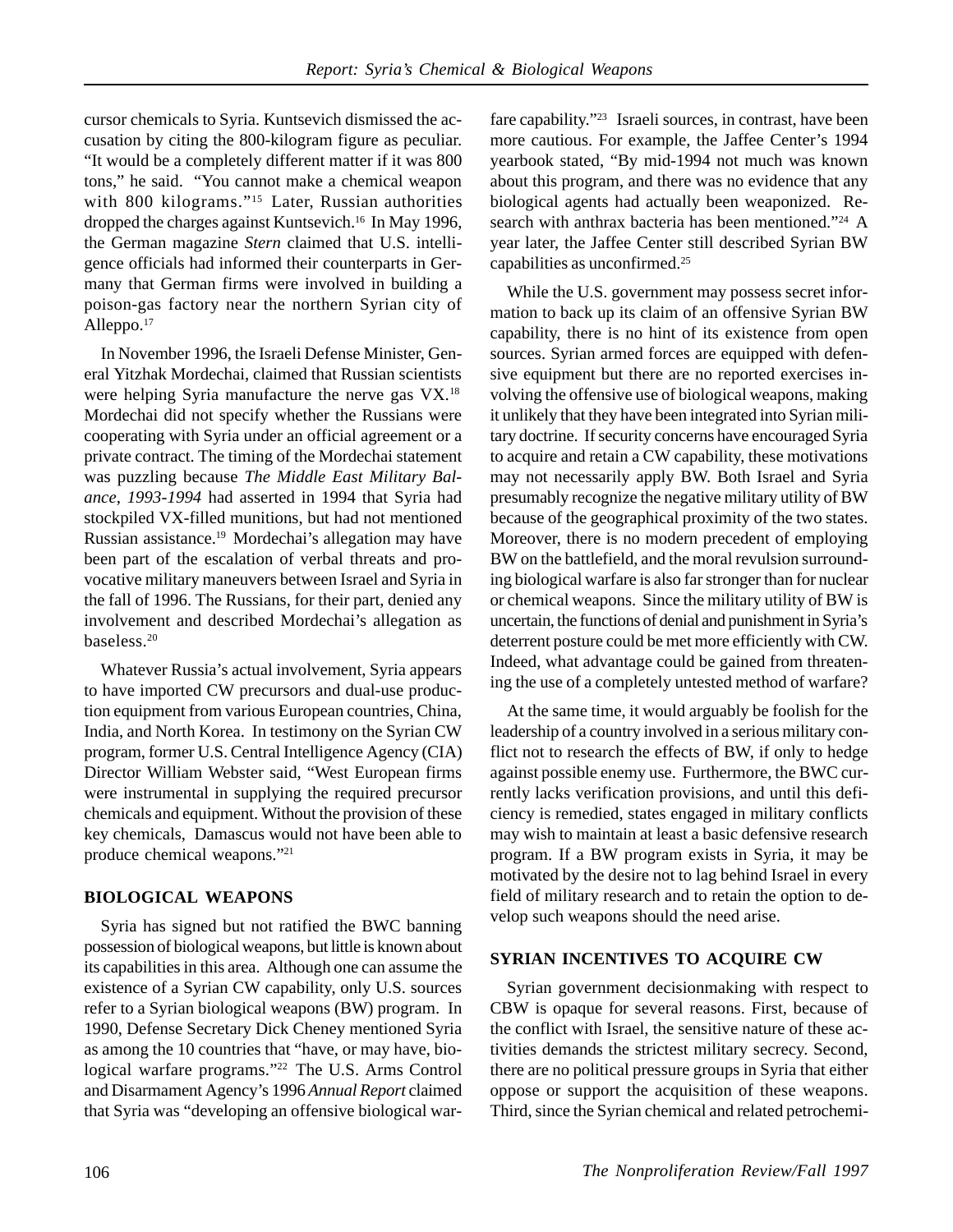cursor chemicals to Syria. Kuntsevich dismissed the accusation by citing the 800-kilogram figure as peculiar. "It would be a completely different matter if it was 800 tons," he said. "You cannot make a chemical weapon with 800 kilograms."[15] Later, Russian authorities dropped the charges against Kuntsevich.[16] In May 1996, the German magazine *Stern* claimed that U.S. intelligence officials had informed their counterparts in Germany that German firms were involved in building a poison-gas factory near the northern Syrian city of Alleppo.[17]

In November 1996, the Israeli Defense Minister, General Yitzhak Mordechai, claimed that Russian scientists were helping Syria manufacture the nerve gas VX.[18] Mordechai did not specify whether the Russians were cooperating with Syria under an official agreement or a private contract. The timing of the Mordechai statement was puzzling because *The Middle East Military Balance, 1993-1994* had asserted in 1994 that Syria had stockpiled VX-filled munitions, but had not mentioned Russian assistance.[19] Mordechai's allegation may have been part of the escalation of verbal threats and provocative military maneuvers between Israel and Syria in the fall of 1996. The Russians, for their part, denied any involvement and described Mordechai's allegation as baseless.[20]

Whatever Russia's actual involvement, Syria appears to have imported CW precursors and dual-use production equipment from various European countries, China, India, and North Korea. In testimony on the Syrian CW program, former U.S. Central Intelligence Agency (CIA) Director William Webster said, "West European firms were instrumental in supplying the required precursor chemicals and equipment. Without the provision of these key chemicals, Damascus would not have been able to produce chemical weapons."[21]

## BIOLOGICAL WEAPONS

Syria has signed but not ratified the BWC banning possession of biological weapons, but little is known about its capabilities in this area. Although one can assume the existence of a Syrian CW capability, only U.S. sources refer to a Syrian biological weapons (BW) program. In 1990, Defense Secretary Dick Cheney mentioned Syria as among the 10 countries that "have, or may have, biological warfare programs."[22] The U.S. Arms Control and Disarmament Agency's 1996 *Annual Report* claimed that Syria was "developing an offensive biological warfare capability."[23] Israeli sources, in contrast, have been more cautious. For example, the Jaffee Center's 1994 yearbook stated, "By mid-1994 not much was known about this program, and there was no evidence that any biological agents had actually been weaponized. Research with anthrax bacteria has been mentioned."[24] A year later, the Jaffee Center still described Syrian BW capabilities as unconfirmed.[25]

While the U.S. government may possess secret information to back up its claim of an offensive Syrian BW capability, there is no hint of its existence from open sources. Syrian armed forces are equipped with defensive equipment but there are no reported exercises involving the offensive use of biological weapons, making it unlikely that they have been integrated into Syrian military doctrine. If security concerns have encouraged Syria to acquire and retain a CW capability, these motivations may not necessarily apply BW. Both Israel and Syria presumably recognize the negative military utility of BW because of the geographical proximity of the two states. Moreover, there is no modern precedent of employing BW on the battlefield, and the moral revulsion surrounding biological warfare is also far stronger than for nuclear or chemical weapons. Since the military utility of BW is uncertain, the functions of denial and punishment in Syria's deterrent posture could be met more efficiently with CW. Indeed, what advantage could be gained from threatening the use of a completely untested method of warfare?

At the same time, it would arguably be foolish for the leadership of a country involved in a serious military conflict not to research the effects of BW, if only to hedge against possible enemy use. Furthermore, the BWC currently lacks verification provisions, and until this deficiency is remedied, states engaged in military conflicts may wish to maintain at least a basic defensive research program. If a BW program exists in Syria, it may be motivated by the desire not to lag behind Israel in every field of military research and to retain the option to develop such weapons should the need arise.

## SYRIAN INCENTIVES TO ACQUIRE CW

Syrian government decisionmaking with respect to CBW is opaque for several reasons. First, because of the conflict with Israel, the sensitive nature of these activities demands the strictest military secrecy. Second, there are no political pressure groups in Syria that either oppose or support the acquisition of these weapons. Third, since the Syrian chemical and related petrochemi-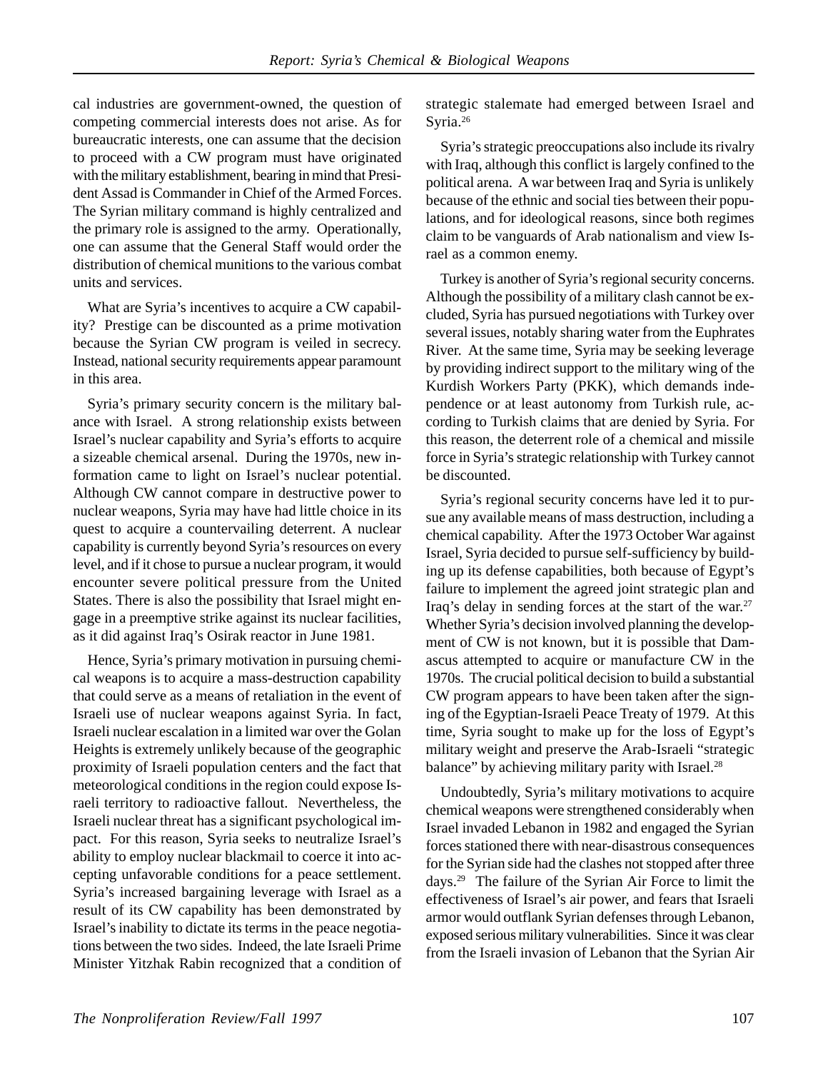cal industries are government-owned, the question of competing commercial interests does not arise. As for bureaucratic interests, one can assume that the decision to proceed with a CW program must have originated with the military establishment, bearing in mind that President Assad is Commander in Chief of the Armed Forces. The Syrian military command is highly centralized and the primary role is assigned to the army. Operationally, one can assume that the General Staff would order the distribution of chemical munitions to the various combat units and services.

What are Syria's incentives to acquire a CW capability? Prestige can be discounted as a prime motivation because the Syrian CW program is veiled in secrecy. Instead, national security requirements appear paramount in this area.

Syria's primary security concern is the military balance with Israel. A strong relationship exists between Israel's nuclear capability and Syria's efforts to acquire a sizeable chemical arsenal. During the 1970s, new information came to light on Israel's nuclear potential. Although CW cannot compare in destructive power to nuclear weapons, Syria may have had little choice in its quest to acquire a countervailing deterrent. A nuclear capability is currently beyond Syria's resources on every level, and if it chose to pursue a nuclear program, it would encounter severe political pressure from the United States. There is also the possibility that Israel might engage in a preemptive strike against its nuclear facilities, as it did against Iraq's Osirak reactor in June 1981.

Hence, Syria's primary motivation in pursuing chemical weapons is to acquire a mass-destruction capability that could serve as a means of retaliation in the event of Israeli use of nuclear weapons against Syria. In fact, Israeli nuclear escalation in a limited war over the Golan Heights is extremely unlikely because of the geographic proximity of Israeli population centers and the fact that meteorological conditions in the region could expose Israeli territory to radioactive fallout. Nevertheless, the Israeli nuclear threat has a significant psychological impact. For this reason, Syria seeks to neutralize Israel's ability to employ nuclear blackmail to coerce it into accepting unfavorable conditions for a peace settlement. Syria's increased bargaining leverage with Israel as a result of its CW capability has been demonstrated by Israel's inability to dictate its terms in the peace negotiations between the two sides. Indeed, the late Israeli Prime Minister Yitzhak Rabin recognized that a condition of strategic stalemate had emerged between Israel and Syria.[26]

Syria's strategic preoccupations also include its rivalry with Iraq, although this conflict is largely confined to the political arena. A war between Iraq and Syria is unlikely because of the ethnic and social ties between their populations, and for ideological reasons, since both regimes claim to be vanguards of Arab nationalism and view Israel as a common enemy.

Turkey is another of Syria's regional security concerns. Although the possibility of a military clash cannot be excluded, Syria has pursued negotiations with Turkey over several issues, notably sharing water from the Euphrates River. At the same time, Syria may be seeking leverage by providing indirect support to the military wing of the Kurdish Workers Party (PKK), which demands independence or at least autonomy from Turkish rule, according to Turkish claims that are denied by Syria. For this reason, the deterrent role of a chemical and missile force in Syria's strategic relationship with Turkey cannot be discounted.

Syria's regional security concerns have led it to pursue any available means of mass destruction, including a chemical capability. After the 1973 October War against Israel, Syria decided to pursue self-sufficiency by building up its defense capabilities, both because of Egypt's failure to implement the agreed joint strategic plan and Iraq's delay in sending forces at the start of the war.[27] Whether Syria's decision involved planning the development of CW is not known, but it is possible that Damascus attempted to acquire or manufacture CW in the 1970s. The crucial political decision to build a substantial CW program appears to have been taken after the signing of the Egyptian-Israeli Peace Treaty of 1979. At this time, Syria sought to make up for the loss of Egypt's military weight and preserve the Arab-Israeli "strategic balance" by achieving military parity with Israel.[28]

Undoubtedly, Syria's military motivations to acquire chemical weapons were strengthened considerably when Israel invaded Lebanon in 1982 and engaged the Syrian forces stationed there with near-disastrous consequences for the Syrian side had the clashes not stopped after three days.[29] The failure of the Syrian Air Force to limit the effectiveness of Israel's air power, and fears that Israeli armor would outflank Syrian defenses through Lebanon, exposed serious military vulnerabilities. Since it was clear from the Israeli invasion of Lebanon that the Syrian Air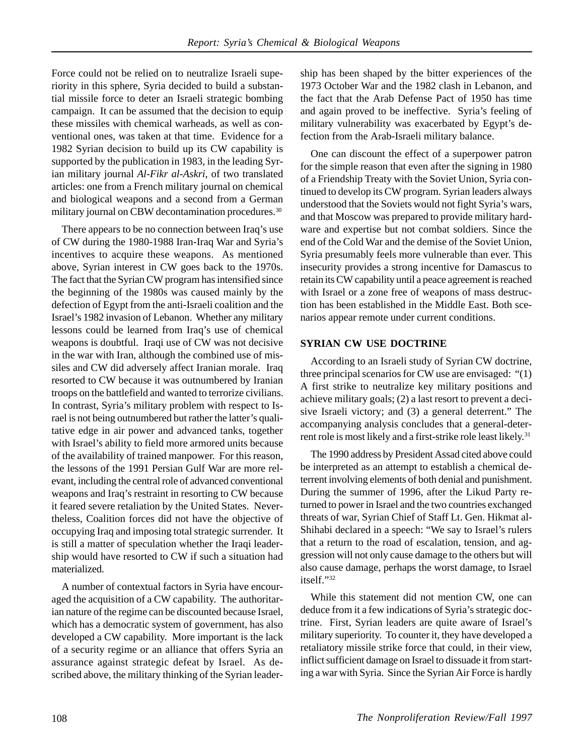Force could not be relied on to neutralize Israeli superiority in this sphere, Syria decided to build a substantial missile force to deter an Israeli strategic bombing campaign. It can be assumed that the decision to equip these missiles with chemical warheads, as well as conventional ones, was taken at that time. Evidence for a 1982 Syrian decision to build up its CW capability is supported by the publication in 1983, in the leading Syrian military journal *Al-Fikr al-Askri*, of two translated articles: one from a French military journal on chemical and biological weapons and a second from a German military journal on CBW decontamination procedures.[30]

There appears to be no connection between Iraq's use of CW during the 1980-1988 Iran-Iraq War and Syria's incentives to acquire these weapons. As mentioned above, Syrian interest in CW goes back to the 1970s. The fact that the Syrian CW program has intensified since the beginning of the 1980s was caused mainly by the defection of Egypt from the anti-Israeli coalition and the Israel's 1982 invasion of Lebanon. Whether any military lessons could be learned from Iraq's use of chemical weapons is doubtful. Iraqi use of CW was not decisive in the war with Iran, although the combined use of missiles and CW did adversely affect Iranian morale. Iraq resorted to CW because it was outnumbered by Iranian troops on the battlefield and wanted to terrorize civilians. In contrast, Syria's military problem with respect to Israel is not being outnumbered but rather the latter's qualitative edge in air power and advanced tanks, together with Israel's ability to field more armored units because of the availability of trained manpower. For this reason, the lessons of the 1991 Persian Gulf War are more relevant, including the central role of advanced conventional weapons and Iraq's restraint in resorting to CW because it feared severe retaliation by the United States. Nevertheless, Coalition forces did not have the objective of occupying Iraq and imposing total strategic surrender. It is still a matter of speculation whether the Iraqi leadership would have resorted to CW if such a situation had materialized.

A number of contextual factors in Syria have encouraged the acquisition of a CW capability. The authoritarian nature of the regime can be discounted because Israel, which has a democratic system of government, has also developed a CW capability. More important is the lack of a security regime or an alliance that offers Syria an assurance against strategic defeat by Israel. As described above, the military thinking of the Syrian leadership has been shaped by the bitter experiences of the 1973 October War and the 1982 clash in Lebanon, and the fact that the Arab Defense Pact of 1950 has time and again proved to be ineffective. Syria's feeling of military vulnerability was exacerbated by Egypt's defection from the Arab-Israeli military balance.

One can discount the effect of a superpower patron for the simple reason that even after the signing in 1980 of a Friendship Treaty with the Soviet Union, Syria continued to develop its CW program. Syrian leaders always understood that the Soviets would not fight Syria's wars, and that Moscow was prepared to provide military hardware and expertise but not combat soldiers. Since the end of the Cold War and the demise of the Soviet Union, Syria presumably feels more vulnerable than ever. This insecurity provides a strong incentive for Damascus to retain its CW capability until a peace agreement is reached with Israel or a zone free of weapons of mass destruction has been established in the Middle East. Both scenarios appear remote under current conditions.

## SYRIAN CW USE DOCTRINE

According to an Israeli study of Syrian CW doctrine, three principal scenarios for CW use are envisaged: "(1) A first strike to neutralize key military positions and achieve military goals; (2) a last resort to prevent a decisive Israeli victory; and (3) a general deterrent." The accompanying analysis concludes that a general-deterrent role is most likely and a first-strike role least likely.[31]

The 1990 address by President Assad cited above could be interpreted as an attempt to establish a chemical deterrent involving elements of both denial and punishment. During the summer of 1996, after the Likud Party returned to power in Israel and the two countries exchanged threats of war, Syrian Chief of Staff Lt. Gen. Hikmat al-Shihabi declared in a speech: "We say to Israel's rulers that a return to the road of escalation, tension, and aggression will not only cause damage to the others but will also cause damage, perhaps the worst damage, to Israel itself."[32]

While this statement did not mention CW, one can deduce from it a few indications of Syria's strategic doctrine. First, Syrian leaders are quite aware of Israel's military superiority. To counter it, they have developed a retaliatory missile strike force that could, in their view, inflict sufficient damage on Israel to dissuade it from starting a war with Syria. Since the Syrian Air Force is hardly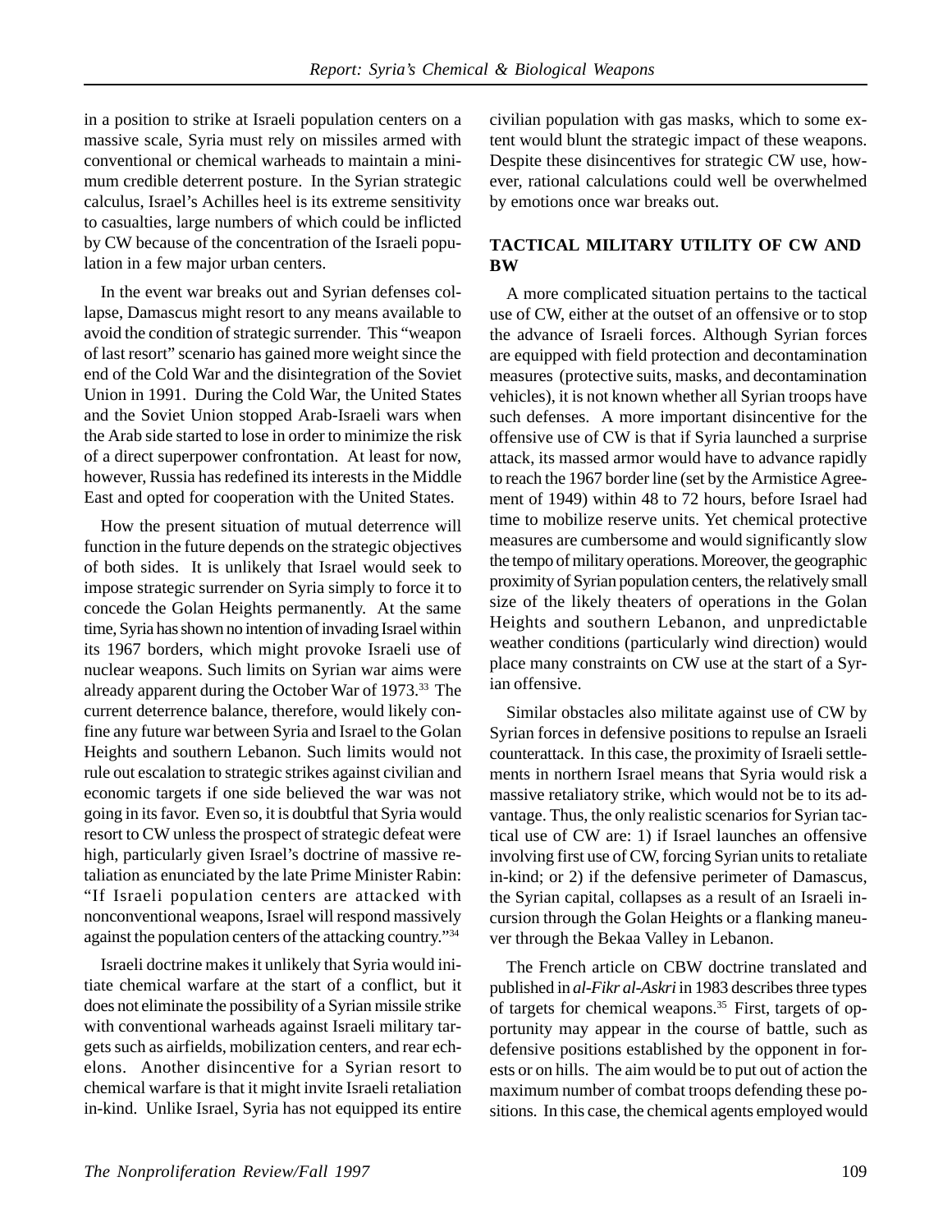in a position to strike at Israeli population centers on a massive scale, Syria must rely on missiles armed with conventional or chemical warheads to maintain a minimum credible deterrent posture. In the Syrian strategic calculus, Israel's Achilles heel is its extreme sensitivity to casualties, large numbers of which could be inflicted by CW because of the concentration of the Israeli population in a few major urban centers.

In the event war breaks out and Syrian defenses collapse, Damascus might resort to any means available to avoid the condition of strategic surrender. This "weapon of last resort" scenario has gained more weight since the end of the Cold War and the disintegration of the Soviet Union in 1991. During the Cold War, the United States and the Soviet Union stopped Arab-Israeli wars when the Arab side started to lose in order to minimize the risk of a direct superpower confrontation. At least for now, however, Russia has redefined its interests in the Middle East and opted for cooperation with the United States.

How the present situation of mutual deterrence will function in the future depends on the strategic objectives of both sides. It is unlikely that Israel would seek to impose strategic surrender on Syria simply to force it to concede the Golan Heights permanently. At the same time, Syria has shown no intention of invading Israel within its 1967 borders, which might provoke Israeli use of nuclear weapons. Such limits on Syrian war aims were already apparent during the October War of 1973.[33] The current deterrence balance, therefore, would likely confine any future war between Syria and Israel to the Golan Heights and southern Lebanon. Such limits would not rule out escalation to strategic strikes against civilian and economic targets if one side believed the war was not going in its favor. Even so, it is doubtful that Syria would resort to CW unless the prospect of strategic defeat were high, particularly given Israel's doctrine of massive retaliation as enunciated by the late Prime Minister Rabin: "If Israeli population centers are attacked with nonconventional weapons, Israel will respond massively against the population centers of the attacking country."[34]

Israeli doctrine makes it unlikely that Syria would initiate chemical warfare at the start of a conflict, but it does not eliminate the possibility of a Syrian missile strike with conventional warheads against Israeli military targets such as airfields, mobilization centers, and rear echelons. Another disincentive for a Syrian resort to chemical warfare is that it might invite Israeli retaliation in-kind. Unlike Israel, Syria has not equipped its entire civilian population with gas masks, which to some extent would blunt the strategic impact of these weapons. Despite these disincentives for strategic CW use, however, rational calculations could well be overwhelmed by emotions once war breaks out.

## TACTICAL MILITARY UTILITY OF CW AND BW

A more complicated situation pertains to the tactical use of CW, either at the outset of an offensive or to stop the advance of Israeli forces. Although Syrian forces are equipped with field protection and decontamination measures (protective suits, masks, and decontamination vehicles), it is not known whether all Syrian troops have such defenses. A more important disincentive for the offensive use of CW is that if Syria launched a surprise attack, its massed armor would have to advance rapidly to reach the 1967 border line (set by the Armistice Agreement of 1949) within 48 to 72 hours, before Israel had time to mobilize reserve units. Yet chemical protective measures are cumbersome and would significantly slow the tempo of military operations. Moreover, the geographic proximity of Syrian population centers, the relatively small size of the likely theaters of operations in the Golan Heights and southern Lebanon, and unpredictable weather conditions (particularly wind direction) would place many constraints on CW use at the start of a Syrian offensive.

Similar obstacles also militate against use of CW by Syrian forces in defensive positions to repulse an Israeli counterattack. In this case, the proximity of Israeli settlements in northern Israel means that Syria would risk a massive retaliatory strike, which would not be to its advantage. Thus, the only realistic scenarios for Syrian tactical use of CW are: 1) if Israel launches an offensive involving first use of CW, forcing Syrian units to retaliate in-kind; or 2) if the defensive perimeter of Damascus, the Syrian capital, collapses as a result of an Israeli incursion through the Golan Heights or a flanking maneuver through the Bekaa Valley in Lebanon.

The French article on CBW doctrine translated and published in *al-Fikr al-Askri* in 1983 describes three types of targets for chemical weapons.[35] First, targets of opportunity may appear in the course of battle, such as defensive positions established by the opponent in forests or on hills. The aim would be to put out of action the maximum number of combat troops defending these positions. In this case, the chemical agents employed would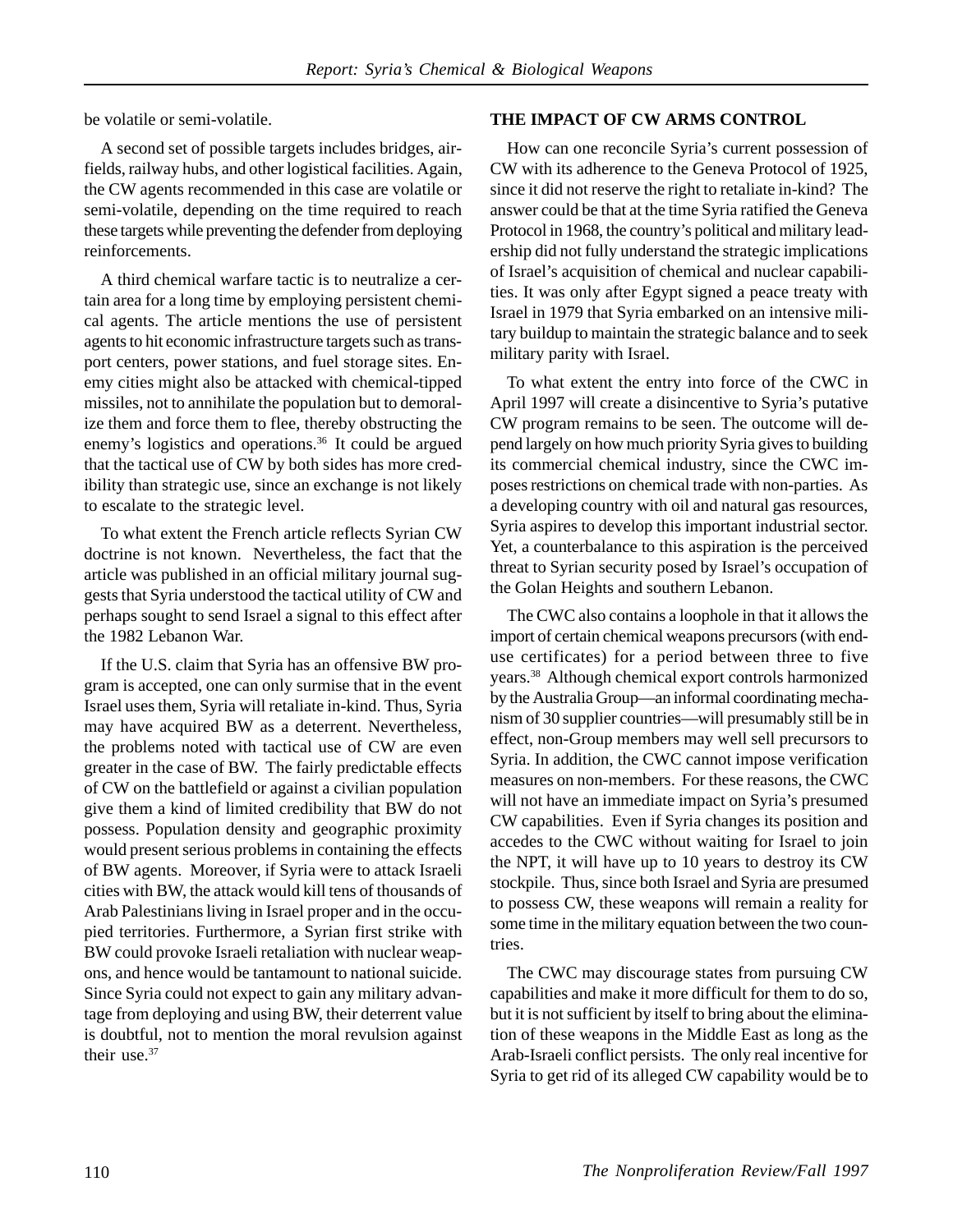be volatile or semi-volatile.

A second set of possible targets includes bridges, airfields, railway hubs, and other logistical facilities. Again, the CW agents recommended in this case are volatile or semi-volatile, depending on the time required to reach these targets while preventing the defender from deploying reinforcements.

A third chemical warfare tactic is to neutralize a certain area for a long time by employing persistent chemical agents. The article mentions the use of persistent agents to hit economic infrastructure targets such as transport centers, power stations, and fuel storage sites. Enemy cities might also be attacked with chemical-tipped missiles, not to annihilate the population but to demoralize them and force them to flee, thereby obstructing the enemy's logistics and operations.[36] It could be argued that the tactical use of CW by both sides has more credibility than strategic use, since an exchange is not likely to escalate to the strategic level.

To what extent the French article reflects Syrian CW doctrine is not known. Nevertheless, the fact that the article was published in an official military journal suggests that Syria understood the tactical utility of CW and perhaps sought to send Israel a signal to this effect after the 1982 Lebanon War.

If the U.S. claim that Syria has an offensive BW program is accepted, one can only surmise that in the event Israel uses them, Syria will retaliate in-kind. Thus, Syria may have acquired BW as a deterrent. Nevertheless, the problems noted with tactical use of CW are even greater in the case of BW. The fairly predictable effects of CW on the battlefield or against a civilian population give them a kind of limited credibility that BW do not possess. Population density and geographic proximity would present serious problems in containing the effects of BW agents. Moreover, if Syria were to attack Israeli cities with BW, the attack would kill tens of thousands of Arab Palestinians living in Israel proper and in the occupied territories. Furthermore, a Syrian first strike with BW could provoke Israeli retaliation with nuclear weapons, and hence would be tantamount to national suicide. Since Syria could not expect to gain any military advantage from deploying and using BW, their deterrent value is doubtful, not to mention the moral revulsion against their use.[37]

## THE IMPACT OF CW ARMS CONTROL

How can one reconcile Syria's current possession of CW with its adherence to the Geneva Protocol of 1925, since it did not reserve the right to retaliate in-kind? The answer could be that at the time Syria ratified the Geneva Protocol in 1968, the country's political and military leadership did not fully understand the strategic implications of Israel's acquisition of chemical and nuclear capabilities. It was only after Egypt signed a peace treaty with Israel in 1979 that Syria embarked on an intensive military buildup to maintain the strategic balance and to seek military parity with Israel.

To what extent the entry into force of the CWC in April 1997 will create a disincentive to Syria's putative CW program remains to be seen. The outcome will depend largely on how much priority Syria gives to building its commercial chemical industry, since the CWC imposes restrictions on chemical trade with non-parties. As a developing country with oil and natural gas resources, Syria aspires to develop this important industrial sector. Yet, a counterbalance to this aspiration is the perceived threat to Syrian security posed by Israel's occupation of the Golan Heights and southern Lebanon.

The CWC also contains a loophole in that it allows the import of certain chemical weapons precursors (with end-use certificates) for a period between three to five years.[38] Although chemical export controls harmonized by the Australia Group—an informal coordinating mechanism of 30 supplier countries—will presumably still be in effect, non-Group members may well sell precursors to Syria. In addition, the CWC cannot impose verification measures on non-members. For these reasons, the CWC will not have an immediate impact on Syria's presumed CW capabilities. Even if Syria changes its position and accedes to the CWC without waiting for Israel to join the NPT, it will have up to 10 years to destroy its CW stockpile. Thus, since both Israel and Syria are presumed to possess CW, these weapons will remain a reality for some time in the military equation between the two countries.

The CWC may discourage states from pursuing CW capabilities and make it more difficult for them to do so, but it is not sufficient by itself to bring about the elimination of these weapons in the Middle East as long as the Arab-Israeli conflict persists. The only real incentive for Syria to get rid of its alleged CW capability would be to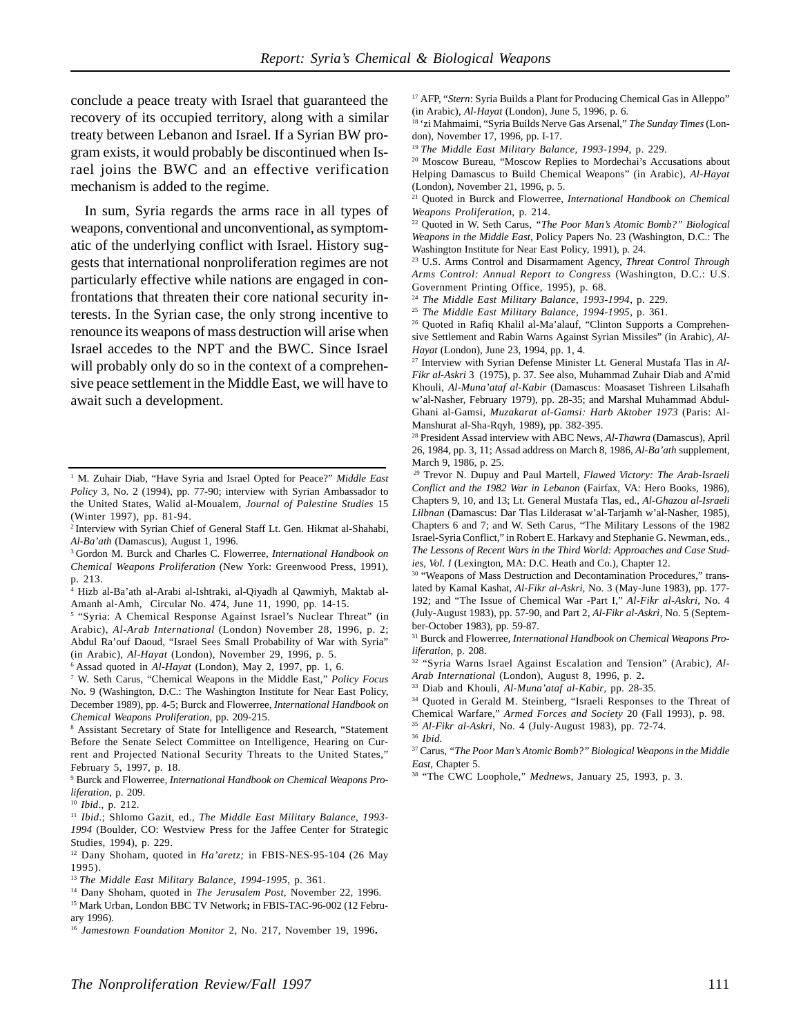conclude a peace treaty with Israel that guaranteed the recovery of its occupied territory, along with a similar treaty between Lebanon and Israel. If a Syrian BW program exists, it would probably be discontinued when Israel joins the BWC and an effective verification mechanism is added to the regime.

In sum, Syria regards the arms race in all types of weapons, conventional and unconventional, as symptomatic of the underlying conflict with Israel. History suggests that international nonproliferation regimes are not particularly effective while nations are engaged in confrontations that threaten their core national security interests. In the Syrian case, the only strong incentive to renounce its weapons of mass destruction will arise when Israel accedes to the NPT and the BWC. Since Israel will probably only do so in the context of a comprehensive peace settlement in the Middle East, we will have to await such a development.

---

[1] M. Zuhair Diab, "Have Syria and Israel Opted for Peace?" *Middle East Policy* 3, No. 2 (1994), pp. 77-90; interview with Syrian Ambassador to the United States, Walid al-Moualem, *Journal of Palestine Studies* 15 (Winter 1997), pp. 81-94.

[2] Interview with Syrian Chief of General Staff Lt. Gen. Hikmat al-Shahabi, *Al-Ba'ath* (Damascus), August 1, 1996.

[3] Gordon M. Burck and Charles C. Flowerree, *International Handbook on Chemical Weapons Proliferation* (New York: Greenwood Press, 1991), p. 213.

[4] Hizb al-Ba'ath al-Arabi al-Ishtraki, al-Qiyadh al Qawmiyh, Maktab al-Amanh al-Amh, Circular No. 474, June 11, 1990, pp. 14-15.

[5] "Syria: A Chemical Response Against Israel's Nuclear Threat" (in Arabic), *Al-Arab International* (London) November 28, 1996, p. 2; Abdul Ra'ouf Daoud, "Israel Sees Small Probability of War with Syria" (in Arabic), *Al-Hayat* (London), November 29, 1996, p. 5.

[6] Assad quoted in *Al-Hayat* (London), May 2, 1997, pp. 1, 6.

[7] W. Seth Carus, "Chemical Weapons in the Middle East," *Policy Focus* No. 9 (Washington, D.C.: The Washington Institute for Near East Policy, December 1989), pp. 4-5; Burck and Flowerree, *International Handbook on Chemical Weapons Proliferation*, pp. 209-215.

[8] Assistant Secretary of State for Intelligence and Research, "Statement Before the Senate Select Committee on Intelligence, Hearing on Current and Projected National Security Threats to the United States," February 5, 1997, p. 18.

[9] Burck and Flowerree, *International Handbook on Chemical Weapons Proliferation*, p. 209.

[10] *Ibid.*, p. 212.

[11] *Ibid.*; Shlomo Gazit, ed., *The Middle East Military Balance, 1993-1994* (Boulder, CO: Westview Press for the Jaffee Center for Strategic Studies, 1994), p. 229.

[12] Dany Shoham, quoted in *Ha'aretz;* in FBIS-NES-95-104 (26 May 1995).

[13] *The Middle East Military Balance, 1994-1995*, p. 361.

[14] Dany Shoham, quoted in *The Jerusalem Post*, November 22, 1996.

[15] Mark Urban, London BBC TV Network**;** in FBIS-TAC-96-002 (12 February 1996).

[16] *Jamestown Foundation Monitor* 2, No. 217, November 19, 1996**.**

[17] AFP, "*Stern*: Syria Builds a Plant for Producing Chemical Gas in Alleppo" (in Arabic), *Al-Hayat* (London), June 5, 1996, p. 6.

[18] 'zi Mahmaimi, "Syria Builds Nerve Gas Arsenal," *The Sunday Times* (London), November 17, 1996, pp. I-17.

[19] *The Middle East Military Balance, 1993-1994*, p. 229.

[20] Moscow Bureau, "Moscow Replies to Mordechai's Accusations about Helping Damascus to Build Chemical Weapons" (in Arabic), *Al-Hayat* (London), November 21, 1996, p. 5.

[21] Quoted in Burck and Flowerree, *International Handbook on Chemical Weapons Proliferation*, p. 214.

[22] Quoted in W. Seth Carus, *"The Poor Man's Atomic Bomb?" Biological Weapons in the Middle East*, Policy Papers No. 23 (Washington, D.C.: The Washington Institute for Near East Policy, 1991), p. 24.

[23] U.S. Arms Control and Disarmament Agency, *Threat Control Through Arms Control: Annual Report to Congress* (Washington, D.C.: U.S. Government Printing Office, 1995), p. 68.

[24] *The Middle East Military Balance, 1993-1994*, p. 229.

[25] *The Middle East Military Balance, 1994-1995*, p. 361.

[26] Quoted in Rafiq Khalil al-Ma'alauf, "Clinton Supports a Comprehensive Settlement and Rabin Warns Against Syrian Missiles" (in Arabic), *Al-Hayat* (London), June 23, 1994, pp. 1, 4.

[27] Interview with Syrian Defense Minister Lt. General Mustafa Tlas in *Al-Fikr al-Askri* 3 (1975), p. 37. See also, Muhammad Zuhair Diab and A'mid Khouli, *Al-Muna'ataf al-Kabir* (Damascus: Moasaset Tishreen Lilsahafh w'al-Nasher, February 1979), pp. 28-35; and Marshal Muhammad Abdul-Ghani al-Gamsi, *Muzakarat al-Gamsi: Harb Aktober 1973* (Paris: Al-Manshurat al-Sha-Rqyh, 1989), pp. 382-395.

[28] President Assad interview with ABC News, *Al-Thawra* (Damascus), April 26, 1984, pp. 3, 11; Assad address on March 8, 1986, *Al-Ba'ath* supplement, March 9, 1986, p. 25.

[29] Trevor N. Dupuy and Paul Martell, *Flawed Victory: The Arab-Israeli Conflict and the 1982 War in Lebanon* (Fairfax, VA: Hero Books, 1986), Chapters 9, 10, and 13; Lt. General Mustafa Tlas, ed., *Al-Ghazou al-Israeli Lilbnan* (Damascus: Dar Tlas Lilderasat w'al-Tarjamh w'al-Nasher, 1985), Chapters 6 and 7; and W. Seth Carus, "The Military Lessons of the 1982 Israel-Syria Conflict," in Robert E. Harkavy and Stephanie G. Newman, eds., *The Lessons of Recent Wars in the Third World: Approaches and Case Studies, Vol. I* (Lexington, MA: D.C. Heath and Co.), Chapter 12.

[30] "Weapons of Mass Destruction and Decontamination Procedures," translated by Kamal Kashat, *Al-Fikr al-Askri*, No. 3 (May-June 1983), pp. 177-192; and "The Issue of Chemical War -Part I," *Al-Fikr al-Askri*, No. 4 (July-August 1983), pp. 57-90, and Part 2, *Al-Fikr al-Askri*, No. 5 (September-October 1983), pp. 59-87.

[31] Burck and Flowerree, *International Handbook on Chemical Weapons Proliferation*, p. 208.

[32] "Syria Warns Israel Against Escalation and Tension" (Arabic), *Al-Arab International* (London), August 8, 1996, p. 2**.**

[33] Diab and Khouli, *Al-Muna'ataf al-Kabir*, pp. 28-35.

[34] Quoted in Gerald M. Steinberg, "Israeli Responses to the Threat of Chemical Warfare," *Armed Forces and Society* 20 (Fall 1993), p. 98.

[35] *Al-Fikr al-Askri*, No. 4 (July-August 1983), pp. 72-74.

[36] *Ibid.*

[37] Carus, *"The Poor Man's Atomic Bomb?" Biological Weapons in the Middle East*, Chapter 5.

[38] "The CWC Loophole," *Mednews*, January 25, 1993, p. 3.